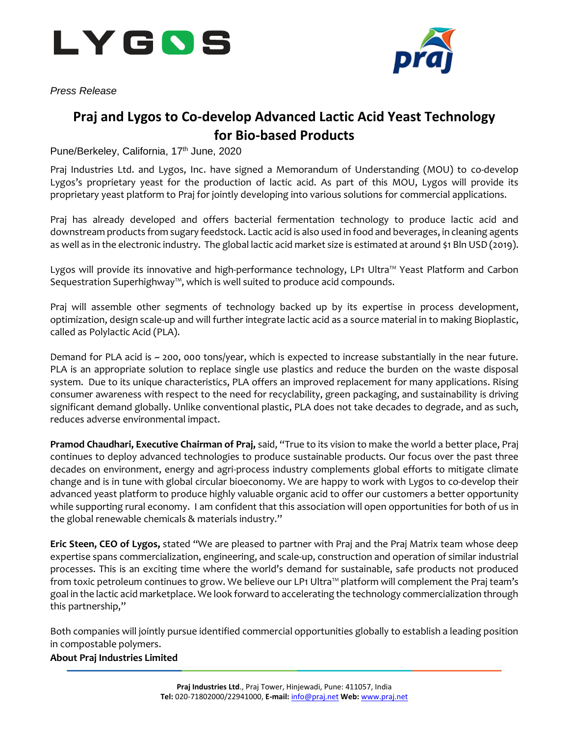*Press Release*

# Praj and Lygos to Co-develop Advanced Lactic Acid Yeast Technology for Bio-based Products

Pune/Berkeley, California, 17th June, 2020

Praj Industries Ltd. and Lygos, Inc. have signed a Memorandum of Understanding (MOU) to co-develop Lygos's proprietary yeast for the production of lactic acid. As part of this MOU, Lygos will provide its proprietary yeast platform to Praj for jointly developing into various solutions for commercial applications.

Praj has already developed and offers bacterial fermentation technology to produce lactic acid and downstream products from sugary feedstock. Lactic acid is also used in food and beverages, in cleaning agents as well as in the electronic industry. The global lactic acid market size is estimated at around $1 Bln USD (2019).

Lygos will provide its innovative and high-performance technology, LP1 Ultra™ Yeast Platform and Carbon Sequestration Superhighway™, which is well suited to produce acid compounds.

Praj will assemble other segments of technology backed up by its expertise in process development, optimization, design scale-up and will further integrate lactic acid as a source material in to making Bioplastic, called as Polylactic Acid (PLA).

Demand for PLA acid is ~ 200, 000 tons/year, which is expected to increase substantially in the near future. PLA is an appropriate solution to replace single use plastics and reduce the burden on the waste disposal system. Due to its unique characteristics, PLA offers an improved replacement for many applications. Rising consumer awareness with respect to the need for recyclability, green packaging, and sustainability is driving significant demand globally. Unlike conventional plastic, PLA does not take decades to degrade, and as such, reduces adverse environmental impact.

**Pramod Chaudhari, Executive Chairman of Praj,** said, "True to its vision to make the world a better place, Praj continues to deploy advanced technologies to produce sustainable products. Our focus over the past three decades on environment, energy and agri-process industry complements global efforts to mitigate climate change and is in tune with global circular bioeconomy. We are happy to work with Lygos to co-develop their advanced yeast platform to produce highly valuable organic acid to offer our customers a better opportunity while supporting rural economy. I am confident that this association will open opportunities for both of us in the global renewable chemicals & materials industry."

**Eric Steen, CEO of Lygos,** stated "We are pleased to partner with Praj and the Praj Matrix team whose deep expertise spans commercialization, engineering, and scale-up, construction and operation of similar industrial processes. This is an exciting time where the world's demand for sustainable, safe products not produced from toxic petroleum continues to grow. We believe our LP1 Ultra™ platform will complement the Praj team's goal in the lactic acid marketplace. We look forward to accelerating the technology commercialization through this partnership,"

Both companies will jointly pursue identified commercial opportunities globally to establish a leading position in compostable polymers.

**About Praj Industries Limited**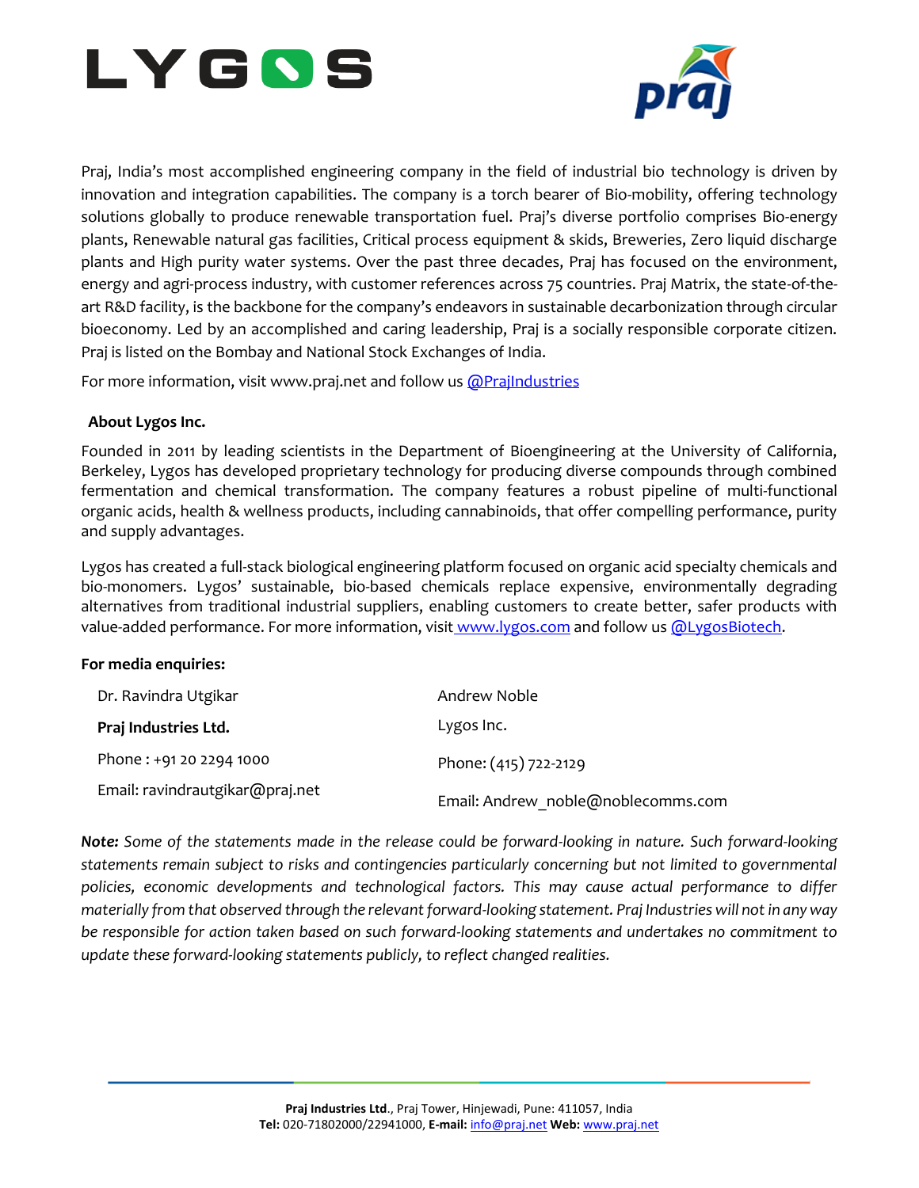Praj, India's most accomplished engineering company in the field of industrial bio technology is driven by innovation and integration capabilities. The company is a torch bearer of Bio-mobility, offering technology solutions globally to produce renewable transportation fuel. Praj's diverse portfolio comprises Bio-energy plants, Renewable natural gas facilities, Critical process equipment & skids, Breweries, Zero liquid discharge plants and High purity water systems. Over the past three decades, Praj has focused on the environment, energy and agri-process industry, with customer references across 75 countries. Praj Matrix, the state-of-the-art R&D facility, is the backbone for the company's endeavors in sustainable decarbonization through circular bioeconomy. Led by an accomplished and caring leadership, Praj is a socially responsible corporate citizen. Praj is listed on the Bombay and National Stock Exchanges of India.

For more information, visit www.praj.net and follow us @PrajIndustries

**About Lygos Inc.**

Founded in 2011 by leading scientists in the Department of Bioengineering at the University of California, Berkeley, Lygos has developed proprietary technology for producing diverse compounds through combined fermentation and chemical transformation. The company features a robust pipeline of multi-functional organic acids, health & wellness products, including cannabinoids, that offer compelling performance, purity and supply advantages.

Lygos has created a full-stack biological engineering platform focused on organic acid specialty chemicals and bio-monomers. Lygos' sustainable, bio-based chemicals replace expensive, environmentally degrading alternatives from traditional industrial suppliers, enabling customers to create better, safer products with value-added performance. For more information, visit www.lygos.com and follow us @LygosBiotech.

**For media enquiries:**

| | |
|---|---|
| Dr. Ravindra Utgikar | Andrew Noble |
| **Praj Industries Ltd.** | Lygos Inc. |
| Phone : +91 20 2294 1000 | Phone: (415) 722-2129 |
| Email: ravindrautgikar@praj.net | Email: Andrew_noble@noblecomms.com |

***Note:*** *Some of the statements made in the release could be forward-looking in nature. Such forward-looking statements remain subject to risks and contingencies particularly concerning but not limited to governmental policies, economic developments and technological factors. This may cause actual performance to differ materially from that observed through the relevant forward-looking statement. Praj Industries will not in any way be responsible for action taken based on such forward-looking statements and undertakes no commitment to update these forward-looking statements publicly, to reflect changed realities.*

**Praj Industries Ltd**., Praj Tower, Hinjewadi, Pune: 411057, India
**Tel:** 020-71802000/22941000, **E-mail:** info@praj.net **Web:** www.praj.net